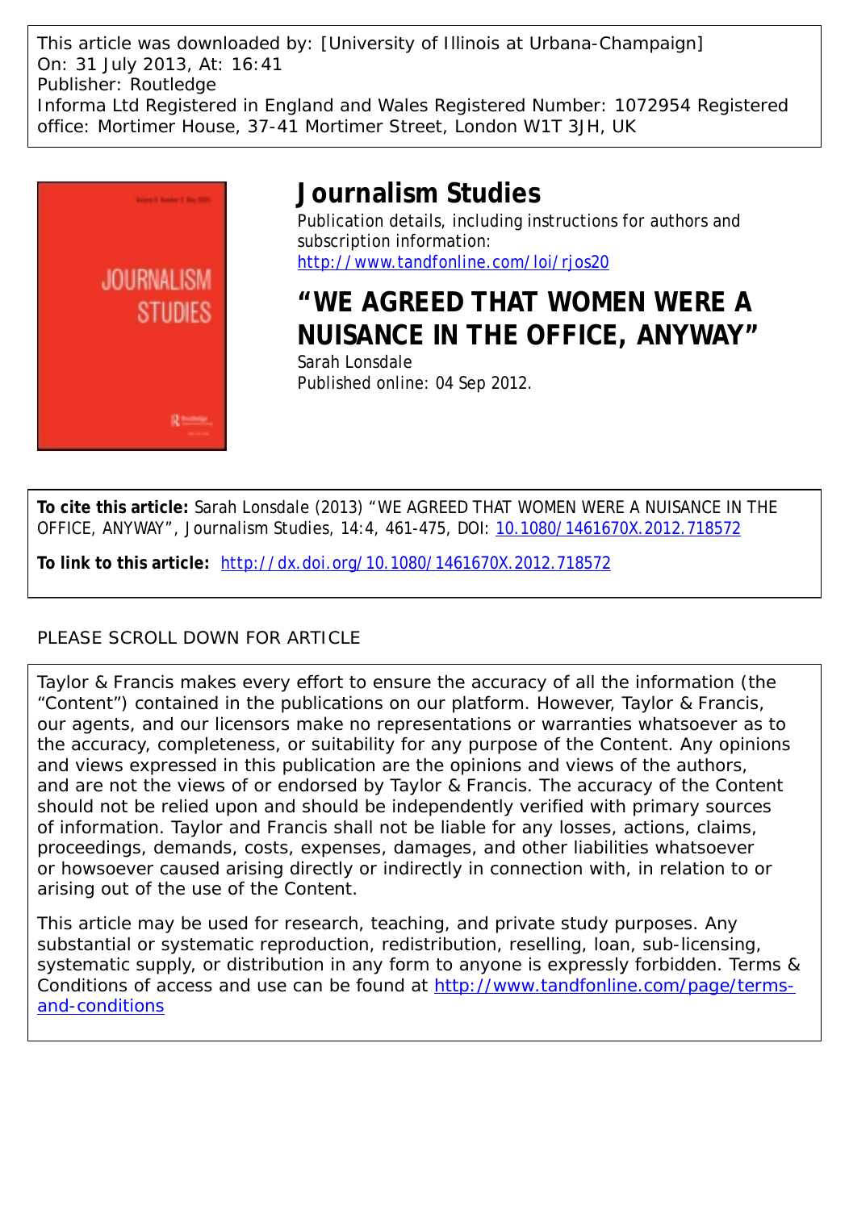This article was downloaded by: [University of Illinois at Urbana-Champaign]
On: 31 July 2013, At: 16:41
Publisher: Routledge
Informa Ltd Registered in England and Wales Registered Number: 1072954 Registered office: Mortimer House, 37-41 Mortimer Street, London W1T 3JH, UK

# Journalism Studies

Publication details, including instructions for authors and subscription information:
http://www.tandfonline.com/loi/rjos20

## "WE AGREED THAT WOMEN WERE A NUISANCE IN THE OFFICE, ANYWAY"

Sarah Lonsdale

Published online: 04 Sep 2012.

**To cite this article:** Sarah Lonsdale (2013) "WE AGREED THAT WOMEN WERE A NUISANCE IN THE OFFICE, ANYWAY", Journalism Studies, 14:4, 461-475, DOI: 10.1080/1461670X.2012.718572

**To link to this article:** http://dx.doi.org/10.1080/1461670X.2012.718572

PLEASE SCROLL DOWN FOR ARTICLE

Taylor & Francis makes every effort to ensure the accuracy of all the information (the "Content") contained in the publications on our platform. However, Taylor & Francis, our agents, and our licensors make no representations or warranties whatsoever as to the accuracy, completeness, or suitability for any purpose of the Content. Any opinions and views expressed in this publication are the opinions and views of the authors, and are not the views of or endorsed by Taylor & Francis. The accuracy of the Content should not be relied upon and should be independently verified with primary sources of information. Taylor and Francis shall not be liable for any losses, actions, claims, proceedings, demands, costs, expenses, damages, and other liabilities whatsoever or howsoever caused arising directly or indirectly in connection with, in relation to or arising out of the use of the Content.

This article may be used for research, teaching, and private study purposes. Any substantial or systematic reproduction, redistribution, reselling, loan, sub-licensing, systematic supply, or distribution in any form to anyone is expressly forbidden. Terms & Conditions of access and use can be found at http://www.tandfonline.com/page/terms-and-conditions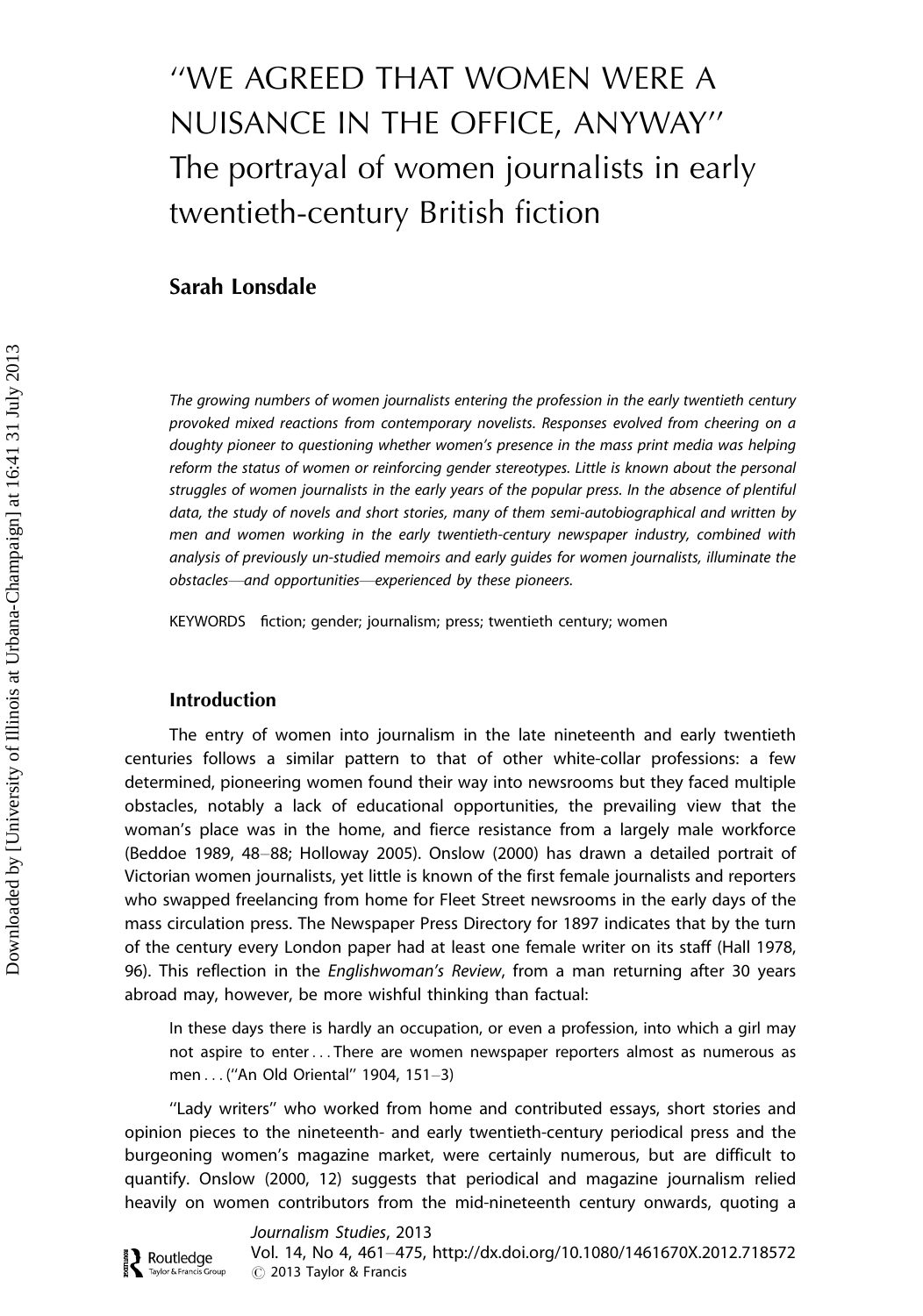# "WE AGREED THAT WOMEN WERE A NUISANCE IN THE OFFICE, ANYWAY"

## The portrayal of women journalists in early twentieth-century British fiction

**Sarah Lonsdale**

*The growing numbers of women journalists entering the profession in the early twentieth century provoked mixed reactions from contemporary novelists. Responses evolved from cheering on a doughty pioneer to questioning whether women's presence in the mass print media was helping reform the status of women or reinforcing gender stereotypes. Little is known about the personal struggles of women journalists in the early years of the popular press. In the absence of plentiful data, the study of novels and short stories, many of them semi-autobiographical and written by men and women working in the early twentieth-century newspaper industry, combined with analysis of previously un-studied memoirs and early guides for women journalists, illuminate the obstacles—and opportunities—experienced by these pioneers.*

KEYWORDS fiction; gender; journalism; press; twentieth century; women

### Introduction

The entry of women into journalism in the late nineteenth and early twentieth centuries follows a similar pattern to that of other white-collar professions: a few determined, pioneering women found their way into newsrooms but they faced multiple obstacles, notably a lack of educational opportunities, the prevailing view that the woman's place was in the home, and fierce resistance from a largely male workforce (Beddoe 1989, 48–88; Holloway 2005). Onslow (2000) has drawn a detailed portrait of Victorian women journalists, yet little is known of the first female journalists and reporters who swapped freelancing from home for Fleet Street newsrooms in the early days of the mass circulation press. The Newspaper Press Directory for 1897 indicates that by the turn of the century every London paper had at least one female writer on its staff (Hall 1978, 96). This reflection in the *Englishwoman's Review*, from a man returning after 30 years abroad may, however, be more wishful thinking than factual:

> In these days there is hardly an occupation, or even a profession, into which a girl may not aspire to enter ... There are women newspaper reporters almost as numerous as men ... ("An Old Oriental" 1904, 151–3)

"Lady writers" who worked from home and contributed essays, short stories and opinion pieces to the nineteenth- and early twentieth-century periodical press and the burgeoning women's magazine market, were certainly numerous, but are difficult to quantify. Onslow (2000, 12) suggests that periodical and magazine journalism relied heavily on women contributors from the mid-nineteenth century onwards, quoting a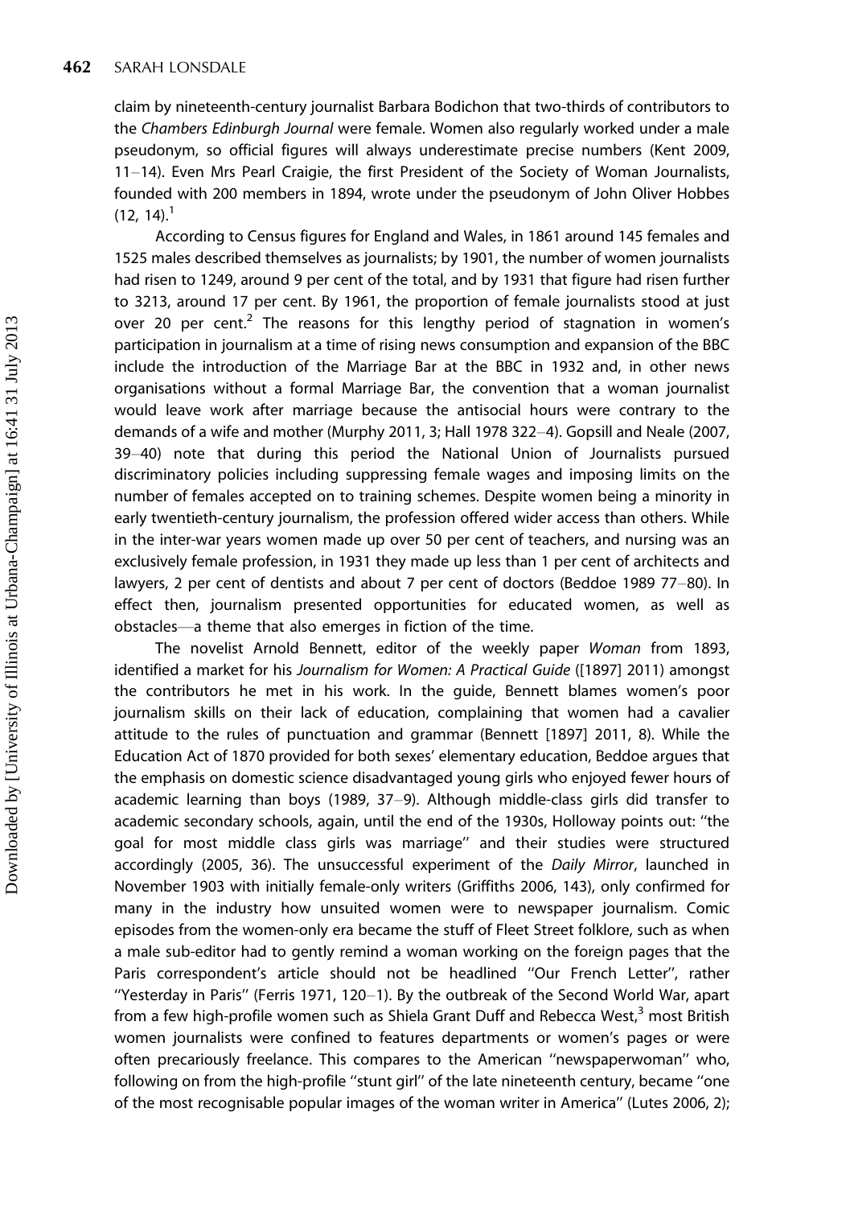claim by nineteenth-century journalist Barbara Bodichon that two-thirds of contributors to the *Chambers Edinburgh Journal* were female. Women also regularly worked under a male pseudonym, so official figures will always underestimate precise numbers (Kent 2009, 11–14). Even Mrs Pearl Craigie, the first President of the Society of Woman Journalists, founded with 200 members in 1894, wrote under the pseudonym of John Oliver Hobbes (12, 14).[1]

According to Census figures for England and Wales, in 1861 around 145 females and 1525 males described themselves as journalists; by 1901, the number of women journalists had risen to 1249, around 9 per cent of the total, and by 1931 that figure had risen further to 3213, around 17 per cent. By 1961, the proportion of female journalists stood at just over 20 per cent.[2] The reasons for this lengthy period of stagnation in women's participation in journalism at a time of rising news consumption and expansion of the BBC include the introduction of the Marriage Bar at the BBC in 1932 and, in other news organisations without a formal Marriage Bar, the convention that a woman journalist would leave work after marriage because the antisocial hours were contrary to the demands of a wife and mother (Murphy 2011, 3; Hall 1978 322–4). Gopsill and Neale (2007, 39–40) note that during this period the National Union of Journalists pursued discriminatory policies including suppressing female wages and imposing limits on the number of females accepted on to training schemes. Despite women being a minority in early twentieth-century journalism, the profession offered wider access than others. While in the inter-war years women made up over 50 per cent of teachers, and nursing was an exclusively female profession, in 1931 they made up less than 1 per cent of architects and lawyers, 2 per cent of dentists and about 7 per cent of doctors (Beddoe 1989 77–80). In effect then, journalism presented opportunities for educated women, as well as obstacles—a theme that also emerges in fiction of the time.

The novelist Arnold Bennett, editor of the weekly paper *Woman* from 1893, identified a market for his *Journalism for Women: A Practical Guide* ([1897] 2011) amongst the contributors he met in his work. In the guide, Bennett blames women's poor journalism skills on their lack of education, complaining that women had a cavalier attitude to the rules of punctuation and grammar (Bennett [1897] 2011, 8). While the Education Act of 1870 provided for both sexes' elementary education, Beddoe argues that the emphasis on domestic science disadvantaged young girls who enjoyed fewer hours of academic learning than boys (1989, 37–9). Although middle-class girls did transfer to academic secondary schools, again, until the end of the 1930s, Holloway points out: "the goal for most middle class girls was marriage" and their studies were structured accordingly (2005, 36). The unsuccessful experiment of the *Daily Mirror*, launched in November 1903 with initially female-only writers (Griffiths 2006, 143), only confirmed for many in the industry how unsuited women were to newspaper journalism. Comic episodes from the women-only era became the stuff of Fleet Street folklore, such as when a male sub-editor had to gently remind a woman working on the foreign pages that the Paris correspondent's article should not be headlined "Our French Letter", rather "Yesterday in Paris" (Ferris 1971, 120–1). By the outbreak of the Second World War, apart from a few high-profile women such as Shiela Grant Duff and Rebecca West,[3] most British women journalists were confined to features departments or women's pages or were often precariously freelance. This compares to the American "newspaperwoman" who, following on from the high-profile "stunt girl" of the late nineteenth century, became "one of the most recognisable popular images of the woman writer in America" (Lutes 2006, 2);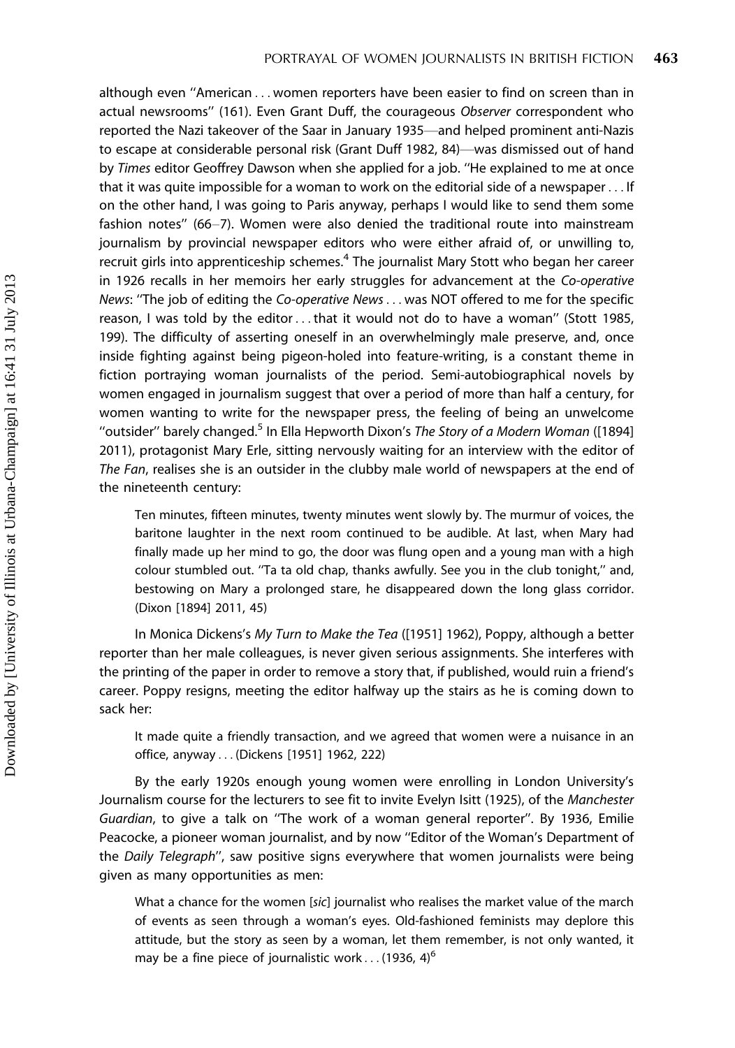although even "American . . . women reporters have been easier to find on screen than in actual newsrooms" (161). Even Grant Duff, the courageous *Observer* correspondent who reported the Nazi takeover of the Saar in January 1935—and helped prominent anti-Nazis to escape at considerable personal risk (Grant Duff 1982, 84)—was dismissed out of hand by *Times* editor Geoffrey Dawson when she applied for a job. "He explained to me at once that it was quite impossible for a woman to work on the editorial side of a newspaper . . . If on the other hand, I was going to Paris anyway, perhaps I would like to send them some fashion notes" (66–7). Women were also denied the traditional route into mainstream journalism by provincial newspaper editors who were either afraid of, or unwilling to, recruit girls into apprenticeship schemes.[4] The journalist Mary Stott who began her career in 1926 recalls in her memoirs her early struggles for advancement at the *Co-operative News*: "The job of editing the *Co-operative News* . . . was NOT offered to me for the specific reason, I was told by the editor . . . that it would not do to have a woman" (Stott 1985, 199). The difficulty of asserting oneself in an overwhelmingly male preserve, and, once inside fighting against being pigeon-holed into feature-writing, is a constant theme in fiction portraying woman journalists of the period. Semi-autobiographical novels by women engaged in journalism suggest that over a period of more than half a century, for women wanting to write for the newspaper press, the feeling of being an unwelcome "outsider" barely changed.[5] In Ella Hepworth Dixon's *The Story of a Modern Woman* ([1894] 2011), protagonist Mary Erle, sitting nervously waiting for an interview with the editor of *The Fan*, realises she is an outsider in the clubby male world of newspapers at the end of the nineteenth century:

> Ten minutes, fifteen minutes, twenty minutes went slowly by. The murmur of voices, the baritone laughter in the next room continued to be audible. At last, when Mary had finally made up her mind to go, the door was flung open and a young man with a high colour stumbled out. "Ta ta old chap, thanks awfully. See you in the club tonight," and, bestowing on Mary a prolonged stare, he disappeared down the long glass corridor. (Dixon [1894] 2011, 45)

In Monica Dickens's *My Turn to Make the Tea* ([1951] 1962), Poppy, although a better reporter than her male colleagues, is never given serious assignments. She interferes with the printing of the paper in order to remove a story that, if published, would ruin a friend's career. Poppy resigns, meeting the editor halfway up the stairs as he is coming down to sack her:

> It made quite a friendly transaction, and we agreed that women were a nuisance in an office, anyway . . . (Dickens [1951] 1962, 222)

By the early 1920s enough young women were enrolling in London University's Journalism course for the lecturers to see fit to invite Evelyn Isitt (1925), of the *Manchester Guardian*, to give a talk on "The work of a woman general reporter". By 1936, Emilie Peacocke, a pioneer woman journalist, and by now "Editor of the Woman's Department of the *Daily Telegraph*", saw positive signs everywhere that women journalists were being given as many opportunities as men:

> What a chance for the women [*sic*] journalist who realises the market value of the march of events as seen through a woman's eyes. Old-fashioned feminists may deplore this attitude, but the story as seen by a woman, let them remember, is not only wanted, it may be a fine piece of journalistic work . . . (1936, 4)[6]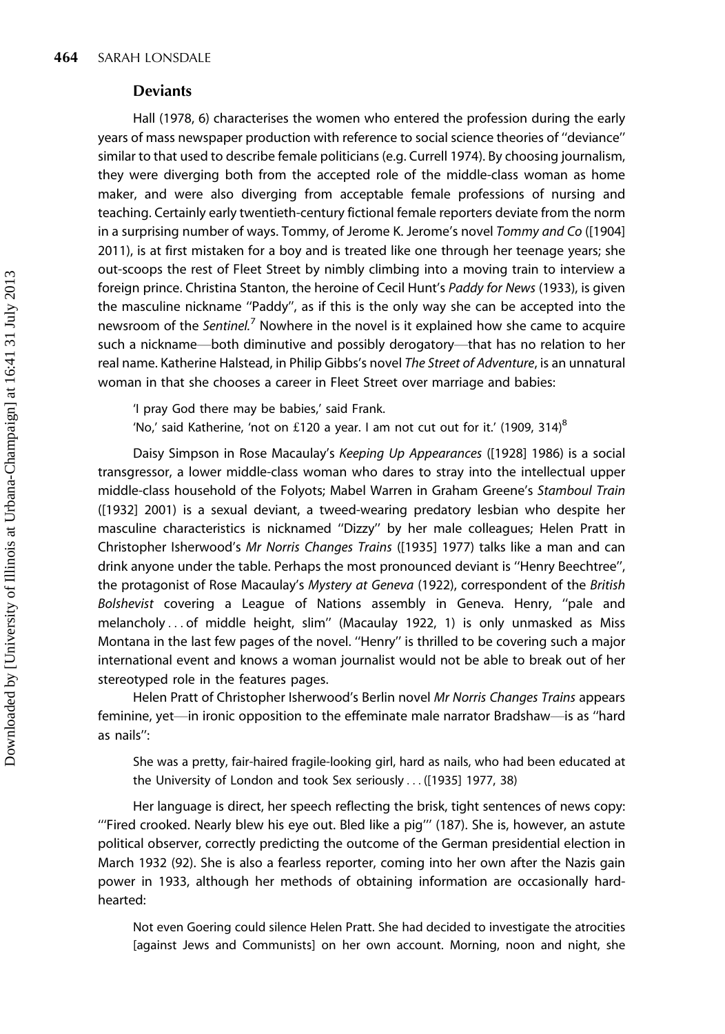### Deviants

Hall (1978, 6) characterises the women who entered the profession during the early years of mass newspaper production with reference to social science theories of ''deviance'' similar to that used to describe female politicians (e.g. Currell 1974). By choosing journalism, they were diverging both from the accepted role of the middle-class woman as home maker, and were also diverging from acceptable female professions of nursing and teaching. Certainly early twentieth-century fictional female reporters deviate from the norm in a surprising number of ways. Tommy, of Jerome K. Jerome's novel *Tommy and Co* ([1904] 2011), is at first mistaken for a boy and is treated like one through her teenage years; she out-scoops the rest of Fleet Street by nimbly climbing into a moving train to interview a foreign prince. Christina Stanton, the heroine of Cecil Hunt's *Paddy for News* (1933), is given the masculine nickname ''Paddy'', as if this is the only way she can be accepted into the newsroom of the *Sentinel*.[7] Nowhere in the novel is it explained how she came to acquire such a nickname—both diminutive and possibly derogatory—that has no relation to her real name. Katherine Halstead, in Philip Gibbs's novel *The Street of Adventure*, is an unnatural woman in that she chooses a career in Fleet Street over marriage and babies:

> 'I pray God there may be babies,' said Frank.
> 'No,' said Katherine, 'not on £120 a year. I am not cut out for it.' (1909, 314)[8]

Daisy Simpson in Rose Macaulay's *Keeping Up Appearances* ([1928] 1986) is a social transgressor, a lower middle-class woman who dares to stray into the intellectual upper middle-class household of the Folyots; Mabel Warren in Graham Greene's *Stamboul Train* ([1932] 2001) is a sexual deviant, a tweed-wearing predatory lesbian who despite her masculine characteristics is nicknamed ''Dizzy'' by her male colleagues; Helen Pratt in Christopher Isherwood's *Mr Norris Changes Trains* ([1935] 1977) talks like a man and can drink anyone under the table. Perhaps the most pronounced deviant is ''Henry Beechtree'', the protagonist of Rose Macaulay's *Mystery at Geneva* (1922), correspondent of the *British Bolshevist* covering a League of Nations assembly in Geneva. Henry, ''pale and melancholy . . . of middle height, slim'' (Macaulay 1922, 1) is only unmasked as Miss Montana in the last few pages of the novel. ''Henry'' is thrilled to be covering such a major international event and knows a woman journalist would not be able to break out of her stereotyped role in the features pages.

Helen Pratt of Christopher Isherwood's Berlin novel *Mr Norris Changes Trains* appears feminine, yet—in ironic opposition to the effeminate male narrator Bradshaw—is as ''hard as nails'':

> She was a pretty, fair-haired fragile-looking girl, hard as nails, who had been educated at the University of London and took Sex seriously . . . ([1935] 1977, 38)

Her language is direct, her speech reflecting the brisk, tight sentences of news copy: '''Fired crooked. Nearly blew his eye out. Bled like a pig''' (187). She is, however, an astute political observer, correctly predicting the outcome of the German presidential election in March 1932 (92). She is also a fearless reporter, coming into her own after the Nazis gain power in 1933, although her methods of obtaining information are occasionally hard-hearted:

> Not even Goering could silence Helen Pratt. She had decided to investigate the atrocities [against Jews and Communists] on her own account. Morning, noon and night, she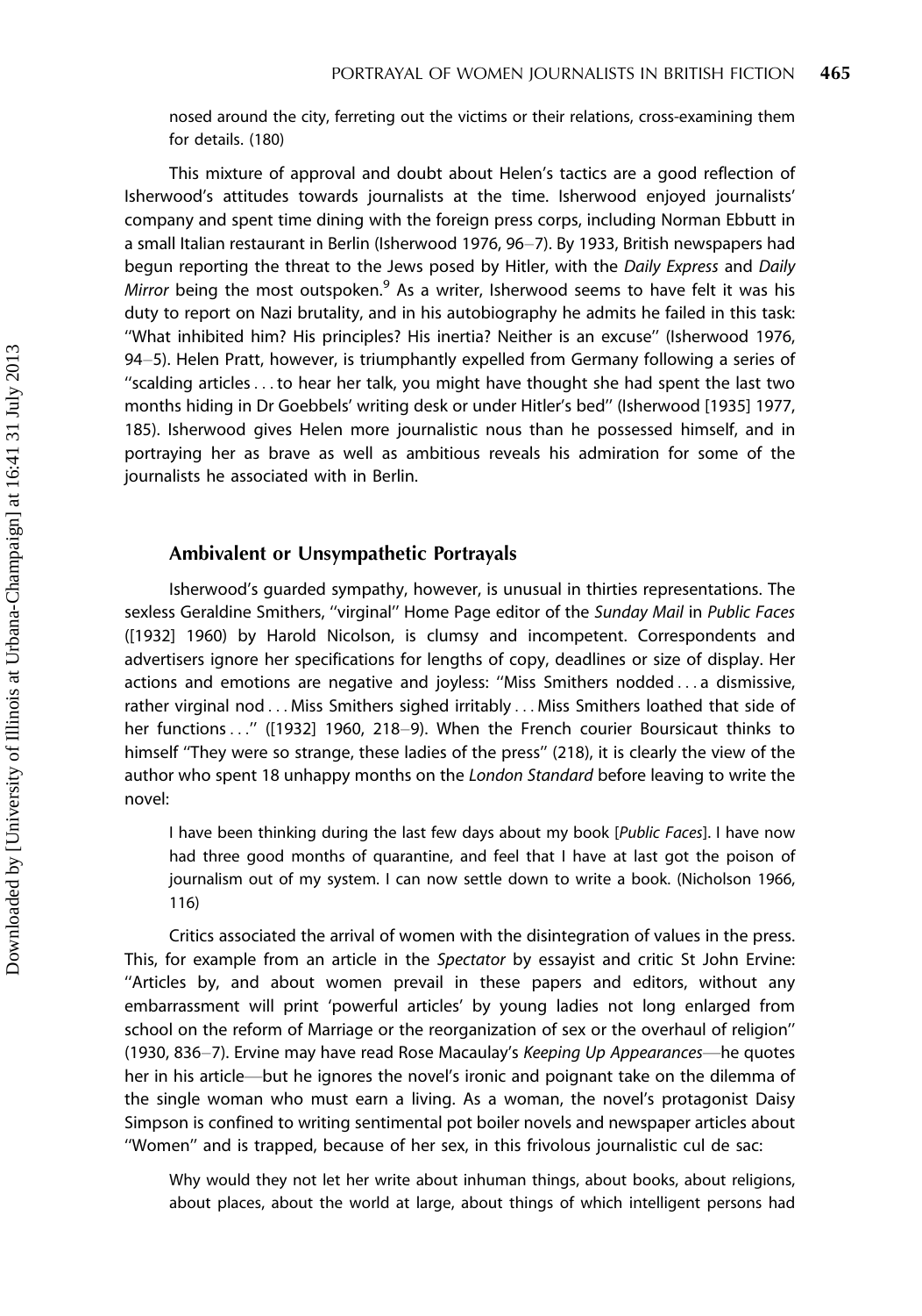nosed around the city, ferreting out the victims or their relations, cross-examining them for details. (180)

This mixture of approval and doubt about Helen's tactics are a good reflection of Isherwood's attitudes towards journalists at the time. Isherwood enjoyed journalists' company and spent time dining with the foreign press corps, including Norman Ebbutt in a small Italian restaurant in Berlin (Isherwood 1976, 96–7). By 1933, British newspapers had begun reporting the threat to the Jews posed by Hitler, with the *Daily Express* and *Daily Mirror* being the most outspoken.[9] As a writer, Isherwood seems to have felt it was his duty to report on Nazi brutality, and in his autobiography he admits he failed in this task: ''What inhibited him? His principles? His inertia? Neither is an excuse'' (Isherwood 1976, 94–5). Helen Pratt, however, is triumphantly expelled from Germany following a series of ''scalding articles . . . to hear her talk, you might have thought she had spent the last two months hiding in Dr Goebbels' writing desk or under Hitler's bed'' (Isherwood [1935] 1977, 185). Isherwood gives Helen more journalistic nous than he possessed himself, and in portraying her as brave as well as ambitious reveals his admiration for some of the journalists he associated with in Berlin.

## Ambivalent or Unsympathetic Portrayals

Isherwood's guarded sympathy, however, is unusual in thirties representations. The sexless Geraldine Smithers, ''virginal'' Home Page editor of the *Sunday Mail* in *Public Faces* ([1932] 1960) by Harold Nicolson, is clumsy and incompetent. Correspondents and advertisers ignore her specifications for lengths of copy, deadlines or size of display. Her actions and emotions are negative and joyless: ''Miss Smithers nodded . . . a dismissive, rather virginal nod . . . Miss Smithers sighed irritably . . . Miss Smithers loathed that side of her functions . . .'' ([1932] 1960, 218–9). When the French courier Boursicaut thinks to himself ''They were so strange, these ladies of the press'' (218), it is clearly the view of the author who spent 18 unhappy months on the *London Standard* before leaving to write the novel:

> I have been thinking during the last few days about my book [*Public Faces*]. I have now had three good months of quarantine, and feel that I have at last got the poison of journalism out of my system. I can now settle down to write a book. (Nicholson 1966, 116)

Critics associated the arrival of women with the disintegration of values in the press. This, for example from an article in the *Spectator* by essayist and critic St John Ervine: ''Articles by, and about women prevail in these papers and editors, without any embarrassment will print 'powerful articles' by young ladies not long enlarged from school on the reform of Marriage or the reorganization of sex or the overhaul of religion'' (1930, 836–7). Ervine may have read Rose Macaulay's *Keeping Up Appearances*—he quotes her in his article—but he ignores the novel's ironic and poignant take on the dilemma of the single woman who must earn a living. As a woman, the novel's protagonist Daisy Simpson is confined to writing sentimental pot boiler novels and newspaper articles about ''Women'' and is trapped, because of her sex, in this frivolous journalistic cul de sac:

> Why would they not let her write about inhuman things, about books, about religions, about places, about the world at large, about things of which intelligent persons had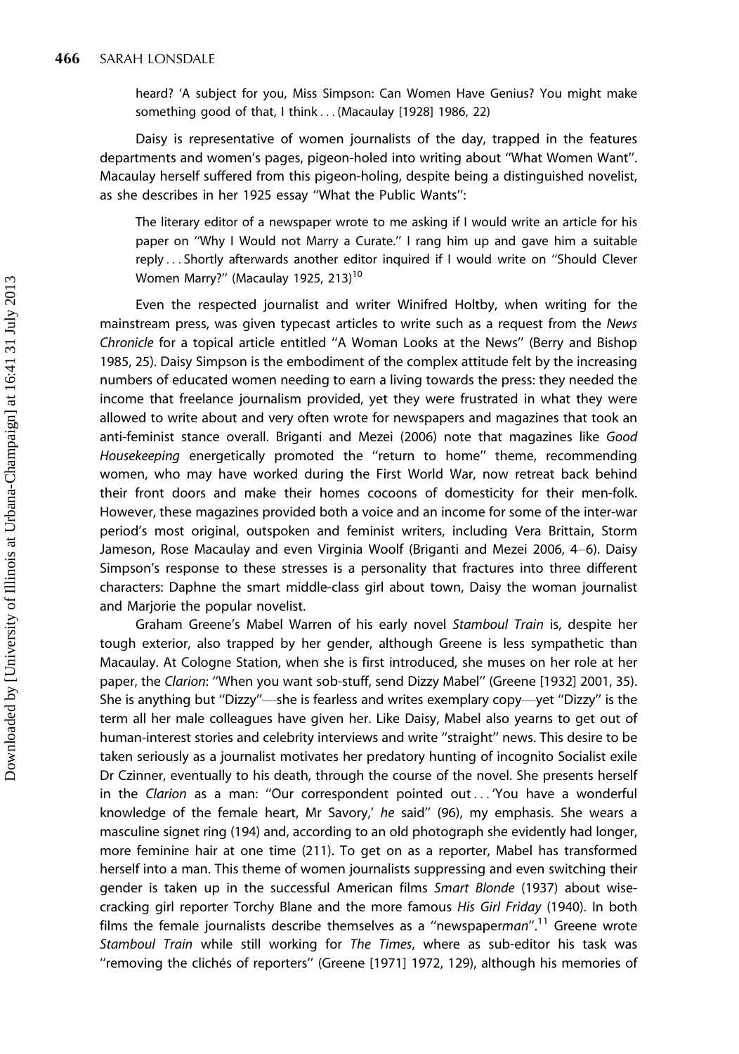heard? 'A subject for you, Miss Simpson: Can Women Have Genius? You might make something good of that, I think . . . (Macaulay [1928] 1986, 22)

Daisy is representative of women journalists of the day, trapped in the features departments and women's pages, pigeon-holed into writing about "What Women Want". Macaulay herself suffered from this pigeon-holing, despite being a distinguished novelist, as she describes in her 1925 essay "What the Public Wants":

> The literary editor of a newspaper wrote to me asking if I would write an article for his paper on "Why I Would not Marry a Curate." I rang him up and gave him a suitable reply . . . Shortly afterwards another editor inquired if I would write on "Should Clever Women Marry?" (Macaulay 1925, 213)[10]

Even the respected journalist and writer Winifred Holtby, when writing for the mainstream press, was given typecast articles to write such as a request from the *News Chronicle* for a topical article entitled "A Woman Looks at the News" (Berry and Bishop 1985, 25). Daisy Simpson is the embodiment of the complex attitude felt by the increasing numbers of educated women needing to earn a living towards the press: they needed the income that freelance journalism provided, yet they were frustrated in what they were allowed to write about and very often wrote for newspapers and magazines that took an anti-feminist stance overall. Briganti and Mezei (2006) note that magazines like *Good Housekeeping* energetically promoted the "return to home" theme, recommending women, who may have worked during the First World War, now retreat back behind their front doors and make their homes cocoons of domesticity for their men-folk. However, these magazines provided both a voice and an income for some of the inter-war period's most original, outspoken and feminist writers, including Vera Brittain, Storm Jameson, Rose Macaulay and even Virginia Woolf (Briganti and Mezei 2006, 4–6). Daisy Simpson's response to these stresses is a personality that fractures into three different characters: Daphne the smart middle-class girl about town, Daisy the woman journalist and Marjorie the popular novelist.

Graham Greene's Mabel Warren of his early novel *Stamboul Train* is, despite her tough exterior, also trapped by her gender, although Greene is less sympathetic than Macaulay. At Cologne Station, when she is first introduced, she muses on her role at her paper, the *Clarion*: "When you want sob-stuff, send Dizzy Mabel" (Greene [1932] 2001, 35). She is anything but "Dizzy"—she is fearless and writes exemplary copy—yet "Dizzy" is the term all her male colleagues have given her. Like Daisy, Mabel also yearns to get out of human-interest stories and celebrity interviews and write "straight" news. This desire to be taken seriously as a journalist motivates her predatory hunting of incognito Socialist exile Dr Czinner, eventually to his death, through the course of the novel. She presents herself in the *Clarion* as a man: "Our correspondent pointed out . . . 'You have a wonderful knowledge of the female heart, Mr Savory,' *he* said" (96), my emphasis. She wears a masculine signet ring (194) and, according to an old photograph she evidently had longer, more feminine hair at one time (211). To get on as a reporter, Mabel has transformed herself into a man. This theme of women journalists suppressing and even switching their gender is taken up in the successful American films *Smart Blonde* (1937) about wise-cracking girl reporter Torchy Blane and the more famous *His Girl Friday* (1940). In both films the female journalists describe themselves as a "newspaper*man*".[11] Greene wrote *Stamboul Train* while still working for *The Times*, where as sub-editor his task was "removing the clichés of reporters" (Greene [1971] 1972, 129), although his memories of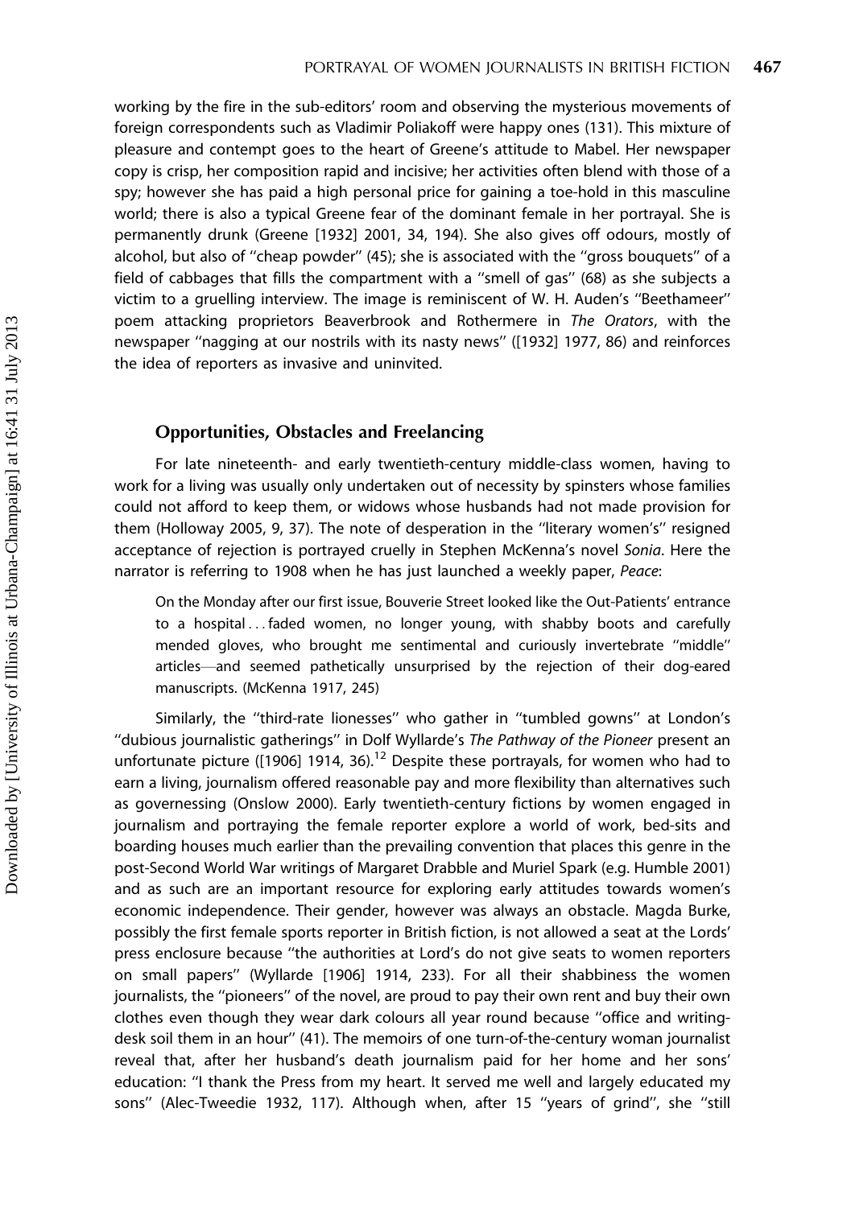working by the fire in the sub-editors' room and observing the mysterious movements of foreign correspondents such as Vladimir Poliakoff were happy ones (131). This mixture of pleasure and contempt goes to the heart of Greene's attitude to Mabel. Her newspaper copy is crisp, her composition rapid and incisive; her activities often blend with those of a spy; however she has paid a high personal price for gaining a toe-hold in this masculine world; there is also a typical Greene fear of the dominant female in her portrayal. She is permanently drunk (Greene [1932] 2001, 34, 194). She also gives off odours, mostly of alcohol, but also of ''cheap powder'' (45); she is associated with the ''gross bouquets'' of a field of cabbages that fills the compartment with a ''smell of gas'' (68) as she subjects a victim to a gruelling interview. The image is reminiscent of W. H. Auden's ''Beethameer'' poem attacking proprietors Beaverbrook and Rothermere in *The Orators*, with the newspaper ''nagging at our nostrils with its nasty news'' ([1932] 1977, 86) and reinforces the idea of reporters as invasive and uninvited.

## Opportunities, Obstacles and Freelancing

For late nineteenth- and early twentieth-century middle-class women, having to work for a living was usually only undertaken out of necessity by spinsters whose families could not afford to keep them, or widows whose husbands had not made provision for them (Holloway 2005, 9, 37). The note of desperation in the ''literary women's'' resigned acceptance of rejection is portrayed cruelly in Stephen McKenna's novel *Sonia*. Here the narrator is referring to 1908 when he has just launched a weekly paper, *Peace*:

> On the Monday after our first issue, Bouverie Street looked like the Out-Patients' entrance to a hospital . . . faded women, no longer young, with shabby boots and carefully mended gloves, who brought me sentimental and curiously invertebrate ''middle'' articles—and seemed pathetically unsurprised by the rejection of their dog-eared manuscripts. (McKenna 1917, 245)

Similarly, the ''third-rate lionesses'' who gather in ''tumbled gowns'' at London's ''dubious journalistic gatherings'' in Dolf Wyllarde's *The Pathway of the Pioneer* present an unfortunate picture ([1906] 1914, 36).[12] Despite these portrayals, for women who had to earn a living, journalism offered reasonable pay and more flexibility than alternatives such as governessing (Onslow 2000). Early twentieth-century fictions by women engaged in journalism and portraying the female reporter explore a world of work, bed-sits and boarding houses much earlier than the prevailing convention that places this genre in the post-Second World War writings of Margaret Drabble and Muriel Spark (e.g. Humble 2001) and as such are an important resource for exploring early attitudes towards women's economic independence. Their gender, however was always an obstacle. Magda Burke, possibly the first female sports reporter in British fiction, is not allowed a seat at the Lords' press enclosure because ''the authorities at Lord's do not give seats to women reporters on small papers'' (Wyllarde [1906] 1914, 233). For all their shabbiness the women journalists, the ''pioneers'' of the novel, are proud to pay their own rent and buy their own clothes even though they wear dark colours all year round because ''office and writing-desk soil them in an hour'' (41). The memoirs of one turn-of-the-century woman journalist reveal that, after her husband's death journalism paid for her home and her sons' education: ''I thank the Press from my heart. It served me well and largely educated my sons'' (Alec-Tweedie 1932, 117). Although when, after 15 ''years of grind'', she ''still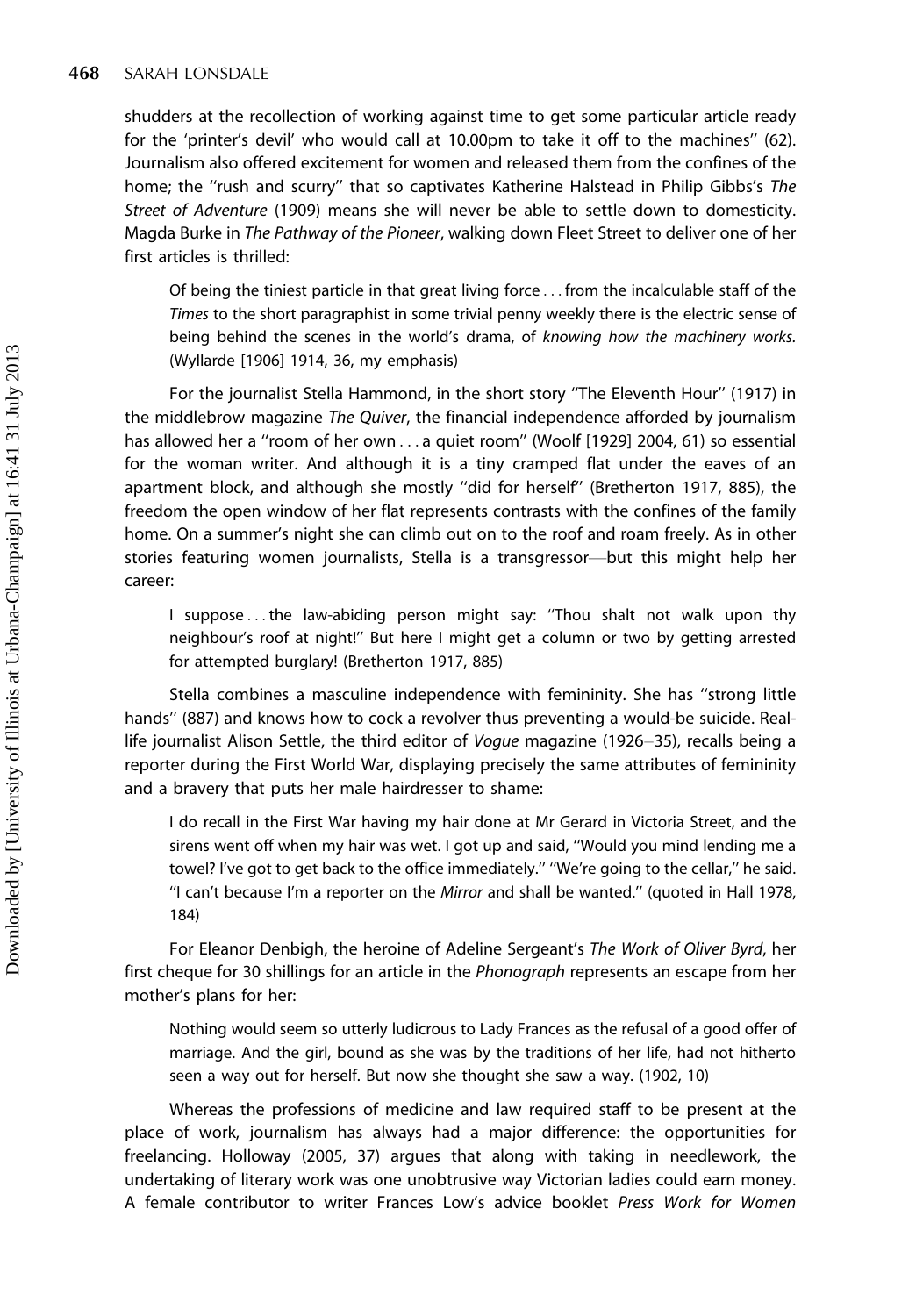shudders at the recollection of working against time to get some particular article ready for the 'printer's devil' who would call at 10.00pm to take it off to the machines'' (62). Journalism also offered excitement for women and released them from the confines of the home; the ''rush and scurry'' that so captivates Katherine Halstead in Philip Gibbs's *The Street of Adventure* (1909) means she will never be able to settle down to domesticity. Magda Burke in *The Pathway of the Pioneer*, walking down Fleet Street to deliver one of her first articles is thrilled:

> Of being the tiniest particle in that great living force ... from the incalculable staff of the *Times* to the short paragraphist in some trivial penny weekly there is the electric sense of being behind the scenes in the world's drama, of *knowing how the machinery works*. (Wyllarde [1906] 1914, 36, my emphasis)

For the journalist Stella Hammond, in the short story ''The Eleventh Hour'' (1917) in the middlebrow magazine *The Quiver*, the financial independence afforded by journalism has allowed her a ''room of her own ... a quiet room'' (Woolf [1929] 2004, 61) so essential for the woman writer. And although it is a tiny cramped flat under the eaves of an apartment block, and although she mostly ''did for herself'' (Bretherton 1917, 885), the freedom the open window of her flat represents contrasts with the confines of the family home. On a summer's night she can climb out on to the roof and roam freely. As in other stories featuring women journalists, Stella is a transgressor—but this might help her career:

> I suppose ... the law-abiding person might say: ''Thou shalt not walk upon thy neighbour's roof at night!'' But here I might get a column or two by getting arrested for attempted burglary! (Bretherton 1917, 885)

Stella combines a masculine independence with femininity. She has ''strong little hands'' (887) and knows how to cock a revolver thus preventing a would-be suicide. Real-life journalist Alison Settle, the third editor of *Vogue* magazine (1926–35), recalls being a reporter during the First World War, displaying precisely the same attributes of femininity and a bravery that puts her male hairdresser to shame:

> I do recall in the First War having my hair done at Mr Gerard in Victoria Street, and the sirens went off when my hair was wet. I got up and said, ''Would you mind lending me a towel? I've got to get back to the office immediately.'' ''We're going to the cellar,'' he said. ''I can't because I'm a reporter on the *Mirror* and shall be wanted.'' (quoted in Hall 1978, 184)

For Eleanor Denbigh, the heroine of Adeline Sergeant's *The Work of Oliver Byrd*, her first cheque for 30 shillings for an article in the *Phonograph* represents an escape from her mother's plans for her:

> Nothing would seem so utterly ludicrous to Lady Frances as the refusal of a good offer of marriage. And the girl, bound as she was by the traditions of her life, had not hitherto seen a way out for herself. But now she thought she saw a way. (1902, 10)

Whereas the professions of medicine and law required staff to be present at the place of work, journalism has always had a major difference: the opportunities for freelancing. Holloway (2005, 37) argues that along with taking in needlework, the undertaking of literary work was one unobtrusive way Victorian ladies could earn money. A female contributor to writer Frances Low's advice booklet *Press Work for Women*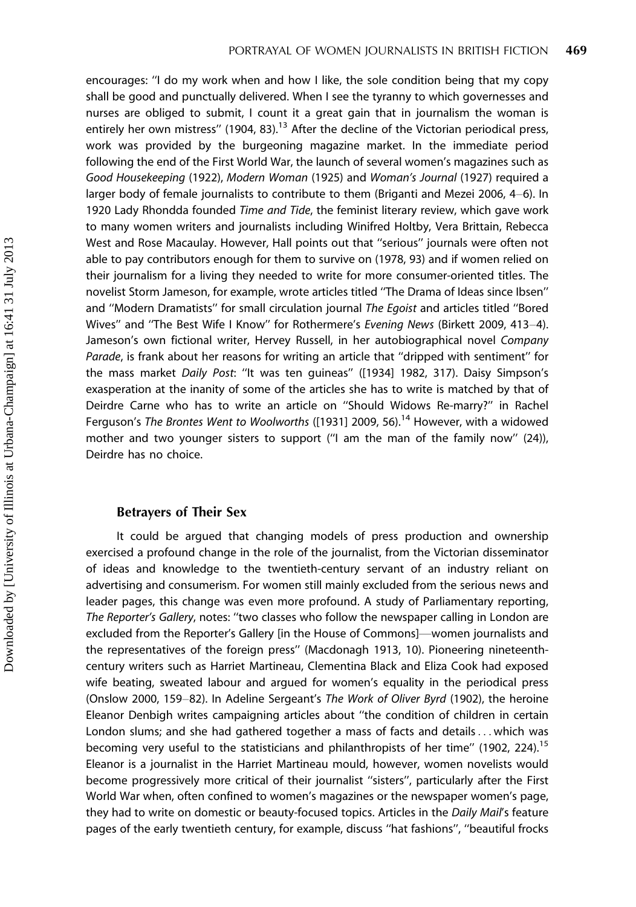encourages: "I do my work when and how I like, the sole condition being that my copy shall be good and punctually delivered. When I see the tyranny to which governesses and nurses are obliged to submit, I count it a great gain that in journalism the woman is entirely her own mistress" (1904, 83).[13] After the decline of the Victorian periodical press, work was provided by the burgeoning magazine market. In the immediate period following the end of the First World War, the launch of several women's magazines such as *Good Housekeeping* (1922), *Modern Woman* (1925) and *Woman's Journal* (1927) required a larger body of female journalists to contribute to them (Briganti and Mezei 2006, 4–6). In 1920 Lady Rhondda founded *Time and Tide*, the feminist literary review, which gave work to many women writers and journalists including Winifred Holtby, Vera Brittain, Rebecca West and Rose Macaulay. However, Hall points out that "serious" journals were often not able to pay contributors enough for them to survive on (1978, 93) and if women relied on their journalism for a living they needed to write for more consumer-oriented titles. The novelist Storm Jameson, for example, wrote articles titled "The Drama of Ideas since Ibsen" and "Modern Dramatists" for small circulation journal *The Egoist* and articles titled "Bored Wives" and "The Best Wife I Know" for Rothermere's *Evening News* (Birkett 2009, 413–4). Jameson's own fictional writer, Hervey Russell, in her autobiographical novel *Company Parade*, is frank about her reasons for writing an article that "dripped with sentiment" for the mass market *Daily Post*: "It was ten guineas" ([1934] 1982, 317). Daisy Simpson's exasperation at the inanity of some of the articles she has to write is matched by that of Deirdre Carne who has to write an article on "Should Widows Re-marry?" in Rachel Ferguson's *The Brontes Went to Woolworths* ([1931] 2009, 56).[14] However, with a widowed mother and two younger sisters to support ("I am the man of the family now" (24)), Deirdre has no choice.

### Betrayers of Their Sex

It could be argued that changing models of press production and ownership exercised a profound change in the role of the journalist, from the Victorian disseminator of ideas and knowledge to the twentieth-century servant of an industry reliant on advertising and consumerism. For women still mainly excluded from the serious news and leader pages, this change was even more profound. A study of Parliamentary reporting, *The Reporter's Gallery*, notes: "two classes who follow the newspaper calling in London are excluded from the Reporter's Gallery [in the House of Commons]—women journalists and the representatives of the foreign press" (Macdonagh 1913, 10). Pioneering nineteenth-century writers such as Harriet Martineau, Clementina Black and Eliza Cook had exposed wife beating, sweated labour and argued for women's equality in the periodical press (Onslow 2000, 159–82). In Adeline Sergeant's *The Work of Oliver Byrd* (1902), the heroine Eleanor Denbigh writes campaigning articles about "the condition of children in certain London slums; and she had gathered together a mass of facts and details ... which was becoming very useful to the statisticians and philanthropists of her time" (1902, 224).[15] Eleanor is a journalist in the Harriet Martineau mould, however, women novelists would become progressively more critical of their journalist "sisters", particularly after the First World War when, often confined to women's magazines or the newspaper women's page, they had to write on domestic or beauty-focused topics. Articles in the *Daily Mail*'s feature pages of the early twentieth century, for example, discuss "hat fashions", "beautiful frocks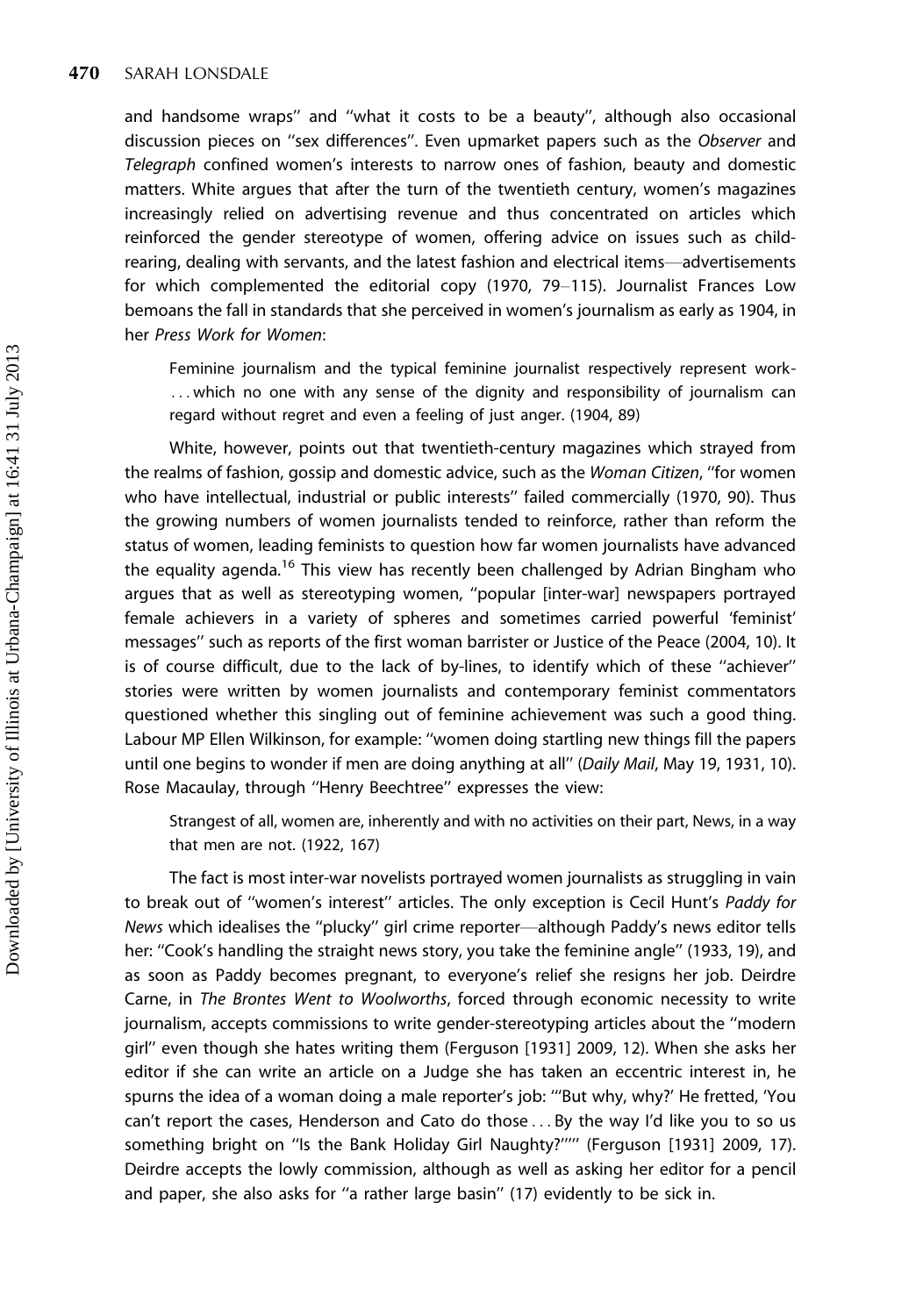and handsome wraps'' and ''what it costs to be a beauty'', although also occasional discussion pieces on ''sex differences''. Even upmarket papers such as the *Observer* and *Telegraph* confined women's interests to narrow ones of fashion, beauty and domestic matters. White argues that after the turn of the twentieth century, women's magazines increasingly relied on advertising revenue and thus concentrated on articles which reinforced the gender stereotype of women, offering advice on issues such as child-rearing, dealing with servants, and the latest fashion and electrical items—advertisements for which complemented the editorial copy (1970, 79–115). Journalist Frances Low bemoans the fall in standards that she perceived in women's journalism as early as 1904, in her *Press Work for Women*:

> Feminine journalism and the typical feminine journalist respectively represent work-. . . which no one with any sense of the dignity and responsibility of journalism can regard without regret and even a feeling of just anger. (1904, 89)

White, however, points out that twentieth-century magazines which strayed from the realms of fashion, gossip and domestic advice, such as the *Woman Citizen*, ''for women who have intellectual, industrial or public interests'' failed commercially (1970, 90). Thus the growing numbers of women journalists tended to reinforce, rather than reform the status of women, leading feminists to question how far women journalists have advanced the equality agenda.[16] This view has recently been challenged by Adrian Bingham who argues that as well as stereotyping women, ''popular [inter-war] newspapers portrayed female achievers in a variety of spheres and sometimes carried powerful 'feminist' messages'' such as reports of the first woman barrister or Justice of the Peace (2004, 10). It is of course difficult, due to the lack of by-lines, to identify which of these ''achiever'' stories were written by women journalists and contemporary feminist commentators questioned whether this singling out of feminine achievement was such a good thing. Labour MP Ellen Wilkinson, for example: ''women doing startling new things fill the papers until one begins to wonder if men are doing anything at all'' (*Daily Mail*, May 19, 1931, 10). Rose Macaulay, through ''Henry Beechtree'' expresses the view:

> Strangest of all, women are, inherently and with no activities on their part, News, in a way that men are not. (1922, 167)

The fact is most inter-war novelists portrayed women journalists as struggling in vain to break out of ''women's interest'' articles. The only exception is Cecil Hunt's *Paddy for News* which idealises the ''plucky'' girl crime reporter—although Paddy's news editor tells her: ''Cook's handling the straight news story, you take the feminine angle'' (1933, 19), and as soon as Paddy becomes pregnant, to everyone's relief she resigns her job. Deirdre Carne, in *The Brontes Went to Woolworths*, forced through economic necessity to write journalism, accepts commissions to write gender-stereotyping articles about the ''modern girl'' even though she hates writing them (Ferguson [1931] 2009, 12). When she asks her editor if she can write an article on a Judge she has taken an eccentric interest in, he spurns the idea of a woman doing a male reporter's job: '''But why, why?' He fretted, 'You can't report the cases, Henderson and Cato do those . . . By the way I'd like you to so us something bright on ''Is the Bank Holiday Girl Naughty?''''' (Ferguson [1931] 2009, 17). Deirdre accepts the lowly commission, although as well as asking her editor for a pencil and paper, she also asks for ''a rather large basin'' (17) evidently to be sick in.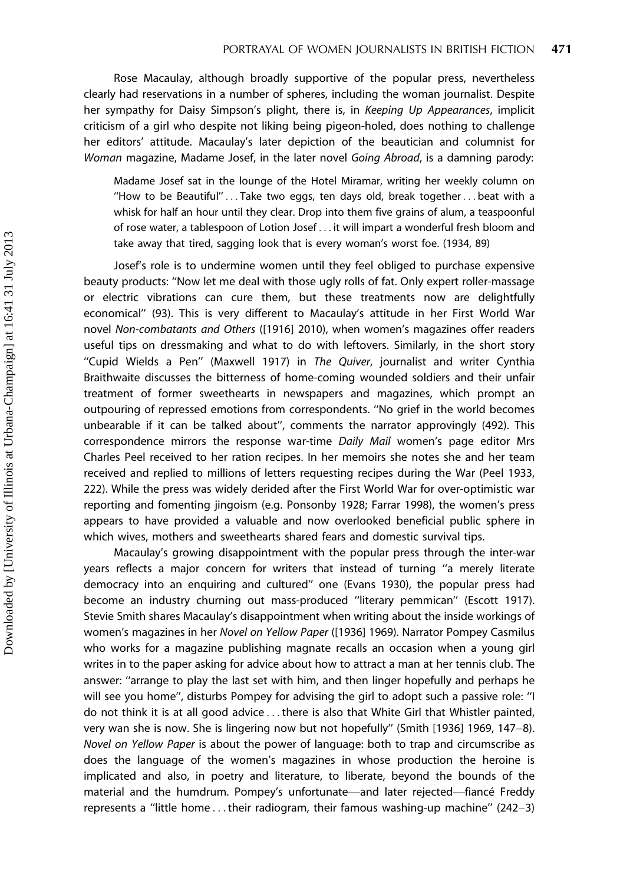Rose Macaulay, although broadly supportive of the popular press, nevertheless clearly had reservations in a number of spheres, including the woman journalist. Despite her sympathy for Daisy Simpson's plight, there is, in *Keeping Up Appearances*, implicit criticism of a girl who despite not liking being pigeon-holed, does nothing to challenge her editors' attitude. Macaulay's later depiction of the beautician and columnist for *Woman* magazine, Madame Josef, in the later novel *Going Abroad*, is a damning parody:

> Madame Josef sat in the lounge of the Hotel Miramar, writing her weekly column on "How to be Beautiful" ... Take two eggs, ten days old, break together ... beat with a whisk for half an hour until they clear. Drop into them five grains of alum, a teaspoonful of rose water, a tablespoon of Lotion Josef ... it will impart a wonderful fresh bloom and take away that tired, sagging look that is every woman's worst foe. (1934, 89)

Josef's role is to undermine women until they feel obliged to purchase expensive beauty products: "Now let me deal with those ugly rolls of fat. Only expert roller-massage or electric vibrations can cure them, but these treatments now are delightfully economical" (93). This is very different to Macaulay's attitude in her First World War novel *Non-combatants and Others* ([1916] 2010), when women's magazines offer readers useful tips on dressmaking and what to do with leftovers. Similarly, in the short story "Cupid Wields a Pen" (Maxwell 1917) in *The Quiver*, journalist and writer Cynthia Braithwaite discusses the bitterness of home-coming wounded soldiers and their unfair treatment of former sweethearts in newspapers and magazines, which prompt an outpouring of repressed emotions from correspondents. "No grief in the world becomes unbearable if it can be talked about", comments the narrator approvingly (492). This correspondence mirrors the response war-time *Daily Mail* women's page editor Mrs Charles Peel received to her ration recipes. In her memoirs she notes she and her team received and replied to millions of letters requesting recipes during the War (Peel 1933, 222). While the press was widely derided after the First World War for over-optimistic war reporting and fomenting jingoism (e.g. Ponsonby 1928; Farrar 1998), the women's press appears to have provided a valuable and now overlooked beneficial public sphere in which wives, mothers and sweethearts shared fears and domestic survival tips.

Macaulay's growing disappointment with the popular press through the inter-war years reflects a major concern for writers that instead of turning "a merely literate democracy into an enquiring and cultured" one (Evans 1930), the popular press had become an industry churning out mass-produced "literary pemmican" (Escott 1917). Stevie Smith shares Macaulay's disappointment when writing about the inside workings of women's magazines in her *Novel on Yellow Paper* ([1936] 1969). Narrator Pompey Casmilus who works for a magazine publishing magnate recalls an occasion when a young girl writes in to the paper asking for advice about how to attract a man at her tennis club. The answer: "arrange to play the last set with him, and then linger hopefully and perhaps he will see you home", disturbs Pompey for advising the girl to adopt such a passive role: "I do not think it is at all good advice ... there is also that White Girl that Whistler painted, very wan she is now. She is lingering now but not hopefully" (Smith [1936] 1969, 147–8). *Novel on Yellow Paper* is about the power of language: both to trap and circumscribe as does the language of the women's magazines in whose production the heroine is implicated and also, in poetry and literature, to liberate, beyond the bounds of the material and the humdrum. Pompey's unfortunate—and later rejected—fiancé Freddy represents a "little home ... their radiogram, their famous washing-up machine" (242–3)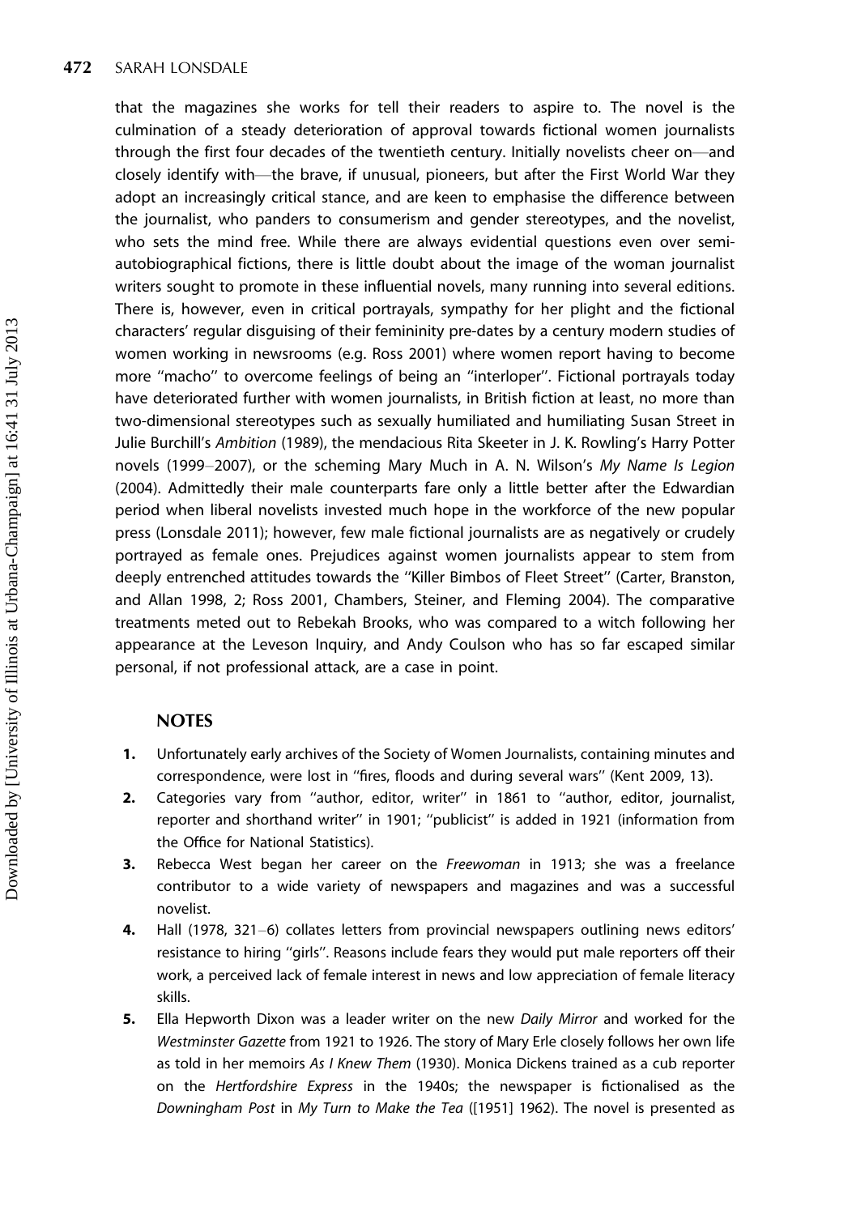that the magazines she works for tell their readers to aspire to. The novel is the culmination of a steady deterioration of approval towards fictional women journalists through the first four decades of the twentieth century. Initially novelists cheer on—and closely identify with—the brave, if unusual, pioneers, but after the First World War they adopt an increasingly critical stance, and are keen to emphasise the difference between the journalist, who panders to consumerism and gender stereotypes, and the novelist, who sets the mind free. While there are always evidential questions even over semi-autobiographical fictions, there is little doubt about the image of the woman journalist writers sought to promote in these influential novels, many running into several editions. There is, however, even in critical portrayals, sympathy for her plight and the fictional characters' regular disguising of their femininity pre-dates by a century modern studies of women working in newsrooms (e.g. Ross 2001) where women report having to become more ''macho'' to overcome feelings of being an ''interloper''. Fictional portrayals today have deteriorated further with women journalists, in British fiction at least, no more than two-dimensional stereotypes such as sexually humiliated and humiliating Susan Street in Julie Burchill's *Ambition* (1989), the mendacious Rita Skeeter in J. K. Rowling's Harry Potter novels (1999–2007), or the scheming Mary Much in A. N. Wilson's *My Name Is Legion* (2004). Admittedly their male counterparts fare only a little better after the Edwardian period when liberal novelists invested much hope in the workforce of the new popular press (Lonsdale 2011); however, few male fictional journalists are as negatively or crudely portrayed as female ones. Prejudices against women journalists appear to stem from deeply entrenched attitudes towards the ''Killer Bimbos of Fleet Street'' (Carter, Branston, and Allan 1998, 2; Ross 2001, Chambers, Steiner, and Fleming 2004). The comparative treatments meted out to Rebekah Brooks, who was compared to a witch following her appearance at the Leveson Inquiry, and Andy Coulson who has so far escaped similar personal, if not professional attack, are a case in point.

## NOTES

1. Unfortunately early archives of the Society of Women Journalists, containing minutes and correspondence, were lost in ''fires, floods and during several wars'' (Kent 2009, 13).
2. Categories vary from ''author, editor, writer'' in 1861 to ''author, editor, journalist, reporter and shorthand writer'' in 1901; ''publicist'' is added in 1921 (information from the Office for National Statistics).
3. Rebecca West began her career on the *Freewoman* in 1913; she was a freelance contributor to a wide variety of newspapers and magazines and was a successful novelist.
4. Hall (1978, 321–6) collates letters from provincial newspapers outlining news editors' resistance to hiring ''girls''. Reasons include fears they would put male reporters off their work, a perceived lack of female interest in news and low appreciation of female literacy skills.
5. Ella Hepworth Dixon was a leader writer on the new *Daily Mirror* and worked for the *Westminster Gazette* from 1921 to 1926. The story of Mary Erle closely follows her own life as told in her memoirs *As I Knew Them* (1930). Monica Dickens trained as a cub reporter on the *Hertfordshire Express* in the 1940s; the newspaper is fictionalised as the *Downingham Post* in *My Turn to Make the Tea* ([1951] 1962). The novel is presented as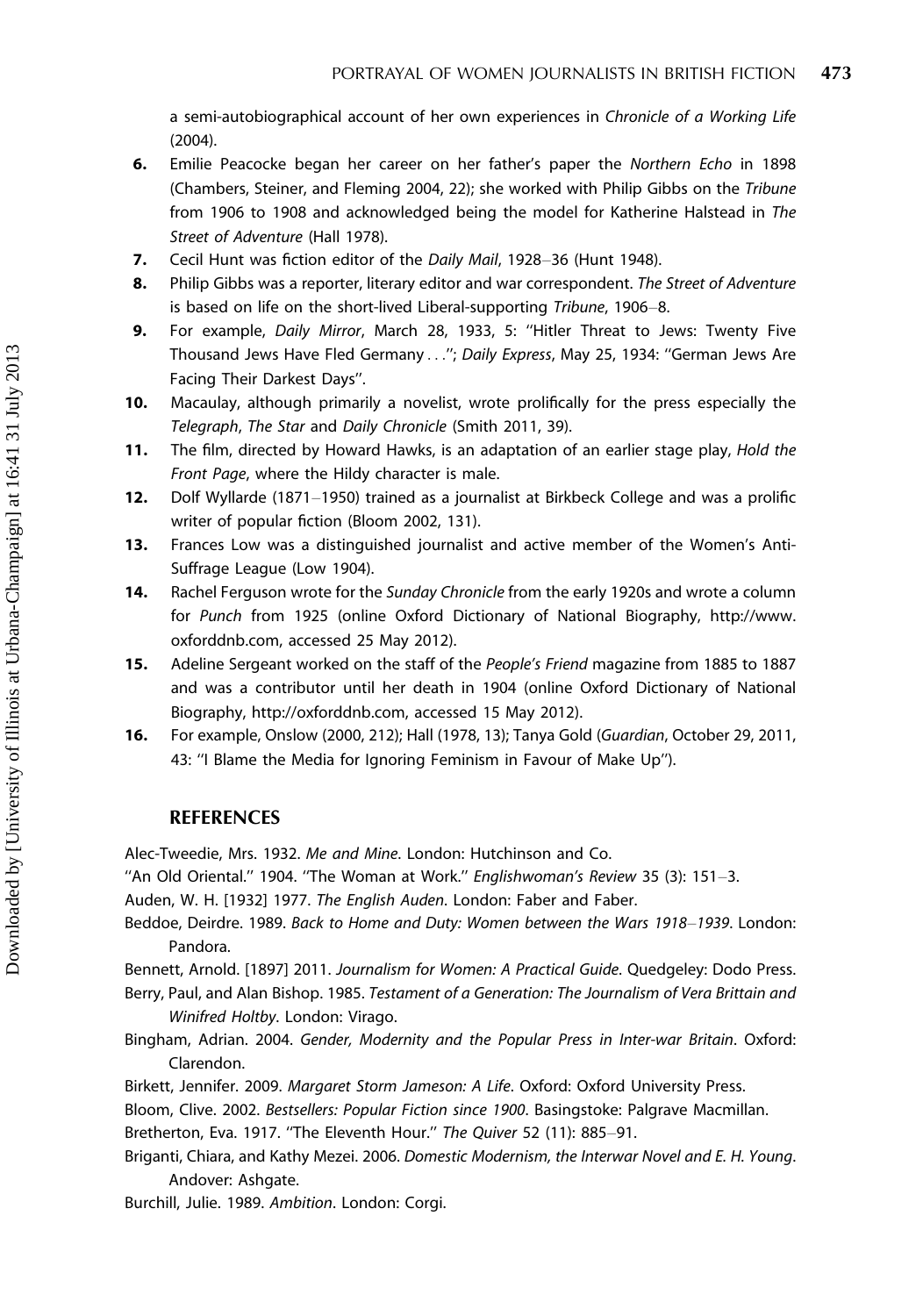a semi-autobiographical account of her own experiences in *Chronicle of a Working Life* (2004).

6. Emilie Peacocke began her career on her father's paper the *Northern Echo* in 1898 (Chambers, Steiner, and Fleming 2004, 22); she worked with Philip Gibbs on the *Tribune* from 1906 to 1908 and acknowledged being the model for Katherine Halstead in *The Street of Adventure* (Hall 1978).
7. Cecil Hunt was fiction editor of the *Daily Mail*, 1928–36 (Hunt 1948).
8. Philip Gibbs was a reporter, literary editor and war correspondent. *The Street of Adventure* is based on life on the short-lived Liberal-supporting *Tribune*, 1906–8.
9. For example, *Daily Mirror*, March 28, 1933, 5: "Hitler Threat to Jews: Twenty Five Thousand Jews Have Fled Germany . . ."; *Daily Express*, May 25, 1934: "German Jews Are Facing Their Darkest Days".
10. Macaulay, although primarily a novelist, wrote prolifically for the press especially the *Telegraph*, *The Star* and *Daily Chronicle* (Smith 2011, 39).
11. The film, directed by Howard Hawks, is an adaptation of an earlier stage play, *Hold the Front Page*, where the Hildy character is male.
12. Dolf Wyllarde (1871–1950) trained as a journalist at Birkbeck College and was a prolific writer of popular fiction (Bloom 2002, 131).
13. Frances Low was a distinguished journalist and active member of the Women's Anti-Suffrage League (Low 1904).
14. Rachel Ferguson wrote for the *Sunday Chronicle* from the early 1920s and wrote a column for *Punch* from 1925 (online Oxford Dictionary of National Biography, http://www.oxforddnb.com, accessed 25 May 2012).
15. Adeline Sergeant worked on the staff of the *People's Friend* magazine from 1885 to 1887 and was a contributor until her death in 1904 (online Oxford Dictionary of National Biography, http://oxforddnb.com, accessed 15 May 2012).
16. For example, Onslow (2000, 212); Hall (1978, 13); Tanya Gold (*Guardian*, October 29, 2011, 43: "I Blame the Media for Ignoring Feminism in Favour of Make Up").

## REFERENCES

Alec-Tweedie, Mrs. 1932. *Me and Mine*. London: Hutchinson and Co.

"An Old Oriental." 1904. "The Woman at Work." *Englishwoman's Review* 35 (3): 151–3.

Auden, W. H. [1932] 1977. *The English Auden*. London: Faber and Faber.

Beddoe, Deirdre. 1989. *Back to Home and Duty: Women between the Wars 1918–1939*. London: Pandora.

Bennett, Arnold. [1897] 2011. *Journalism for Women: A Practical Guide*. Quedgeley: Dodo Press.

Berry, Paul, and Alan Bishop. 1985. *Testament of a Generation: The Journalism of Vera Brittain and Winifred Holtby*. London: Virago.

Bingham, Adrian. 2004. *Gender, Modernity and the Popular Press in Inter-war Britain*. Oxford: Clarendon.

Birkett, Jennifer. 2009. *Margaret Storm Jameson: A Life*. Oxford: Oxford University Press.

Bloom, Clive. 2002. *Bestsellers: Popular Fiction since 1900*. Basingstoke: Palgrave Macmillan.

Bretherton, Eva. 1917. "The Eleventh Hour." *The Quiver* 52 (11): 885–91.

Briganti, Chiara, and Kathy Mezei. 2006. *Domestic Modernism, the Interwar Novel and E. H. Young*. Andover: Ashgate.

Burchill, Julie. 1989. *Ambition*. London: Corgi.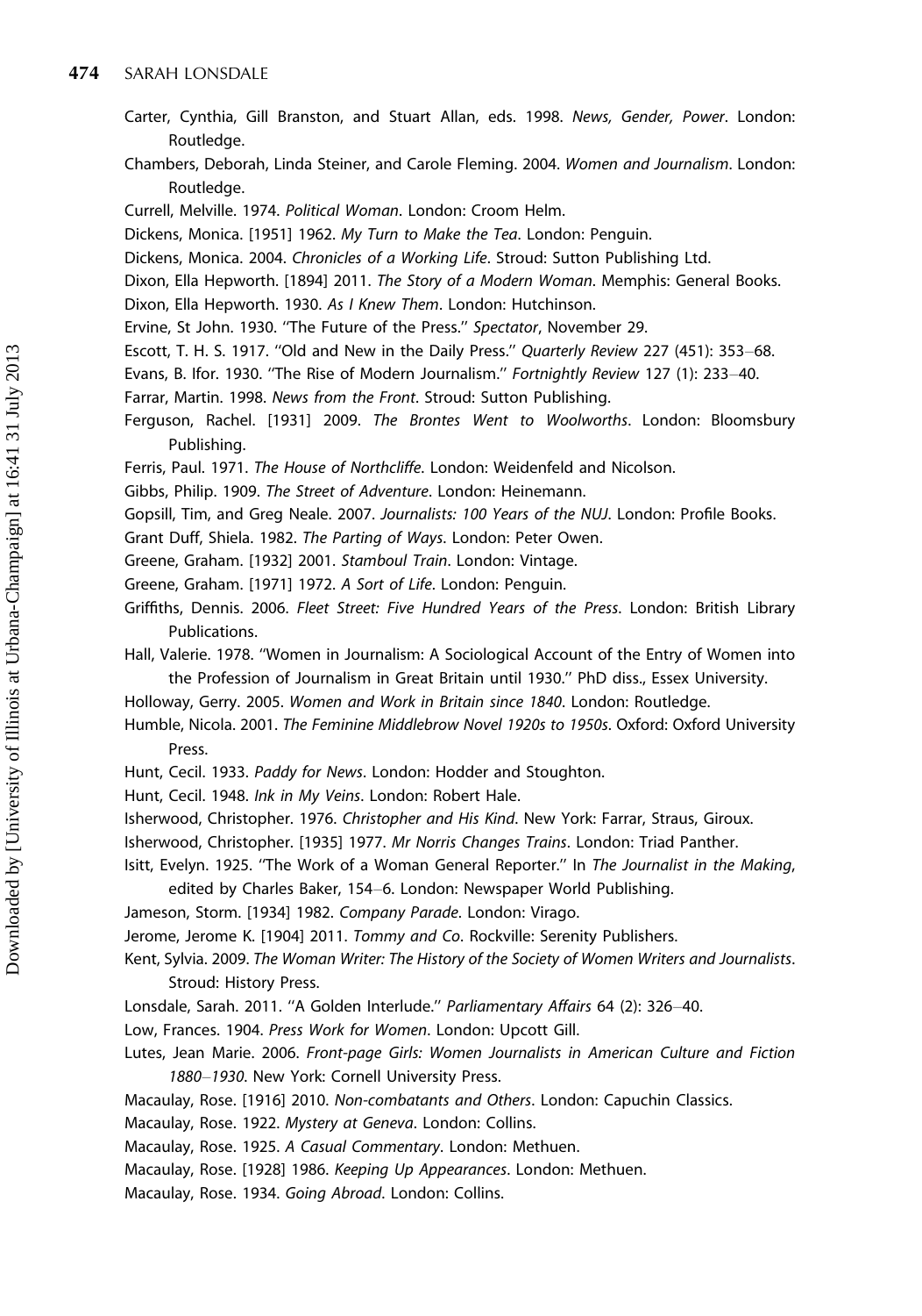Carter, Cynthia, Gill Branston, and Stuart Allan, eds. 1998. *News, Gender, Power*. London: Routledge.

Chambers, Deborah, Linda Steiner, and Carole Fleming. 2004. *Women and Journalism*. London: Routledge.

Currell, Melville. 1974. *Political Woman*. London: Croom Helm.

Dickens, Monica. [1951] 1962. *My Turn to Make the Tea*. London: Penguin.

Dickens, Monica. 2004. *Chronicles of a Working Life*. Stroud: Sutton Publishing Ltd.

Dixon, Ella Hepworth. [1894] 2011. *The Story of a Modern Woman*. Memphis: General Books.

Dixon, Ella Hepworth. 1930. *As I Knew Them*. London: Hutchinson.

Ervine, St John. 1930. ''The Future of the Press.'' *Spectator*, November 29.

Escott, T. H. S. 1917. ''Old and New in the Daily Press.'' *Quarterly Review* 227 (451): 353–68.

Evans, B. Ifor. 1930. ''The Rise of Modern Journalism.'' *Fortnightly Review* 127 (1): 233–40.

Farrar, Martin. 1998. *News from the Front*. Stroud: Sutton Publishing.

Ferguson, Rachel. [1931] 2009. *The Brontes Went to Woolworths*. London: Bloomsbury Publishing.

Ferris, Paul. 1971. *The House of Northcliffe*. London: Weidenfeld and Nicolson.

Gibbs, Philip. 1909. *The Street of Adventure*. London: Heinemann.

Gopsill, Tim, and Greg Neale. 2007. *Journalists: 100 Years of the NUJ*. London: Profile Books.

Grant Duff, Shiela. 1982. *The Parting of Ways*. London: Peter Owen.

Greene, Graham. [1932] 2001. *Stamboul Train*. London: Vintage.

Greene, Graham. [1971] 1972. *A Sort of Life*. London: Penguin.

Griffiths, Dennis. 2006. *Fleet Street: Five Hundred Years of the Press*. London: British Library Publications.

Hall, Valerie. 1978. ''Women in Journalism: A Sociological Account of the Entry of Women into the Profession of Journalism in Great Britain until 1930.'' PhD diss., Essex University.

Holloway, Gerry. 2005. *Women and Work in Britain since 1840*. London: Routledge.

Humble, Nicola. 2001. *The Feminine Middlebrow Novel 1920s to 1950s*. Oxford: Oxford University Press.

Hunt, Cecil. 1933. *Paddy for News*. London: Hodder and Stoughton.

Hunt, Cecil. 1948. *Ink in My Veins*. London: Robert Hale.

Isherwood, Christopher. 1976. *Christopher and His Kind*. New York: Farrar, Straus, Giroux.

Isherwood, Christopher. [1935] 1977. *Mr Norris Changes Trains*. London: Triad Panther.

Isitt, Evelyn. 1925. ''The Work of a Woman General Reporter.'' In *The Journalist in the Making*, edited by Charles Baker, 154–6. London: Newspaper World Publishing.

Jameson, Storm. [1934] 1982. *Company Parade*. London: Virago.

Jerome, Jerome K. [1904] 2011. *Tommy and Co*. Rockville: Serenity Publishers.

Kent, Sylvia. 2009. *The Woman Writer: The History of the Society of Women Writers and Journalists*. Stroud: History Press.

Lonsdale, Sarah. 2011. ''A Golden Interlude.'' *Parliamentary Affairs* 64 (2): 326–40.

Low, Frances. 1904. *Press Work for Women*. London: Upcott Gill.

Lutes, Jean Marie. 2006. *Front-page Girls: Women Journalists in American Culture and Fiction 1880–1930*. New York: Cornell University Press.

Macaulay, Rose. [1916] 2010. *Non-combatants and Others*. London: Capuchin Classics.

Macaulay, Rose. 1922. *Mystery at Geneva*. London: Collins.

Macaulay, Rose. 1925. *A Casual Commentary*. London: Methuen.

Macaulay, Rose. [1928] 1986. *Keeping Up Appearances*. London: Methuen.

Macaulay, Rose. 1934. *Going Abroad*. London: Collins.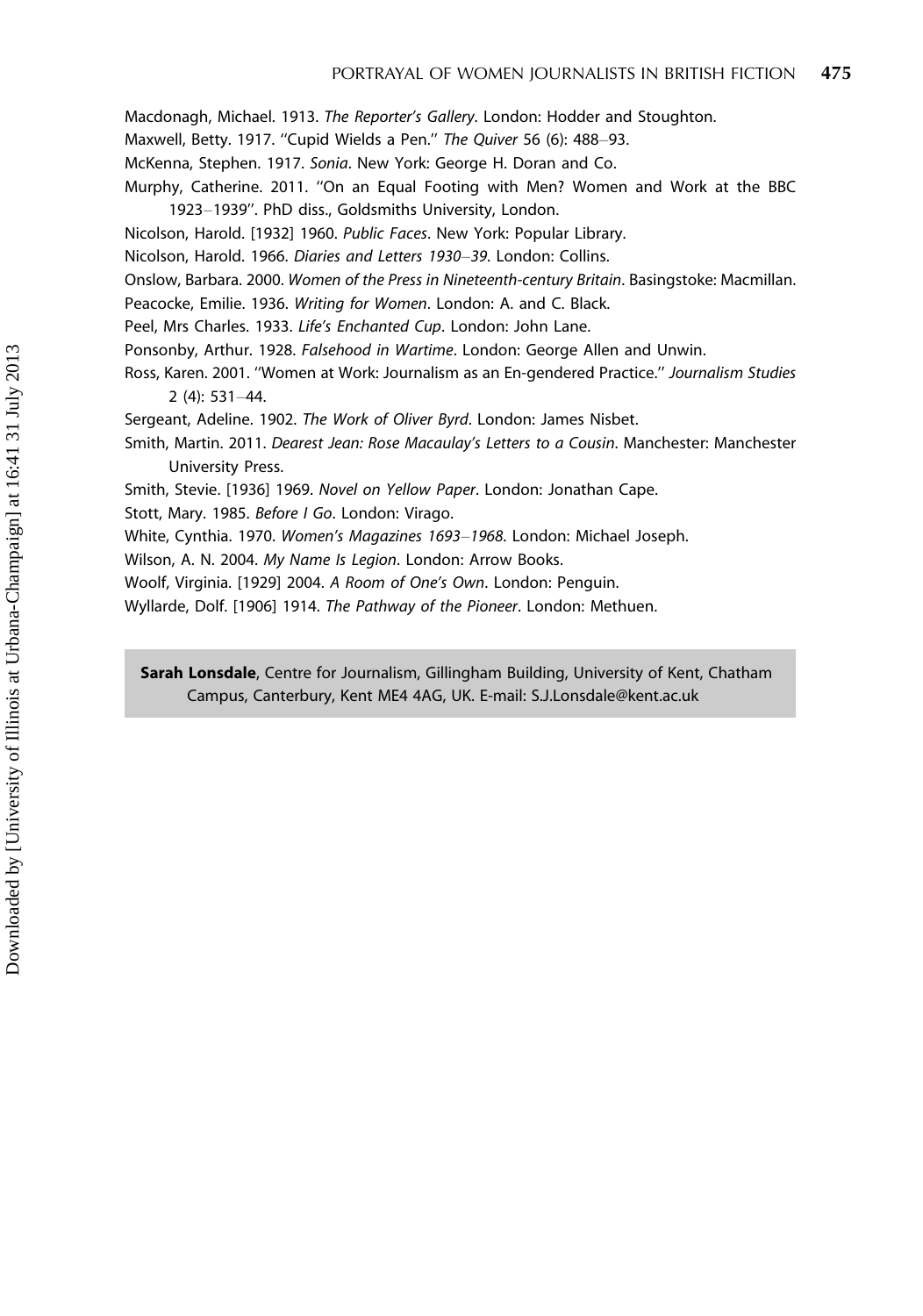Macdonagh, Michael. 1913. *The Reporter's Gallery*. London: Hodder and Stoughton.

Maxwell, Betty. 1917. "Cupid Wields a Pen." *The Quiver* 56 (6): 488–93.

McKenna, Stephen. 1917. *Sonia*. New York: George H. Doran and Co.

Murphy, Catherine. 2011. "On an Equal Footing with Men? Women and Work at the BBC 1923–1939". PhD diss., Goldsmiths University, London.

Nicolson, Harold. [1932] 1960. *Public Faces*. New York: Popular Library.

Nicolson, Harold. 1966. *Diaries and Letters 1930–39*. London: Collins.

Onslow, Barbara. 2000. *Women of the Press in Nineteenth-century Britain*. Basingstoke: Macmillan.

Peacocke, Emilie. 1936. *Writing for Women*. London: A. and C. Black.

Peel, Mrs Charles. 1933. *Life's Enchanted Cup*. London: John Lane.

Ponsonby, Arthur. 1928. *Falsehood in Wartime*. London: George Allen and Unwin.

Ross, Karen. 2001. "Women at Work: Journalism as an En-gendered Practice." *Journalism Studies* 2 (4): 531–44.

Sergeant, Adeline. 1902. *The Work of Oliver Byrd*. London: James Nisbet.

Smith, Martin. 2011. *Dearest Jean: Rose Macaulay's Letters to a Cousin*. Manchester: Manchester University Press.

Smith, Stevie. [1936] 1969. *Novel on Yellow Paper*. London: Jonathan Cape.

Stott, Mary. 1985. *Before I Go*. London: Virago.

White, Cynthia. 1970. *Women's Magazines 1693–1968*. London: Michael Joseph.

Wilson, A. N. 2004. *My Name Is Legion*. London: Arrow Books.

Woolf, Virginia. [1929] 2004. *A Room of One's Own*. London: Penguin.

Wyllarde, Dolf. [1906] 1914. *The Pathway of the Pioneer*. London: Methuen.

**Sarah Lonsdale**, Centre for Journalism, Gillingham Building, University of Kent, Chatham Campus, Canterbury, Kent ME4 4AG, UK. E-mail: S.J.Lonsdale@kent.ac.uk